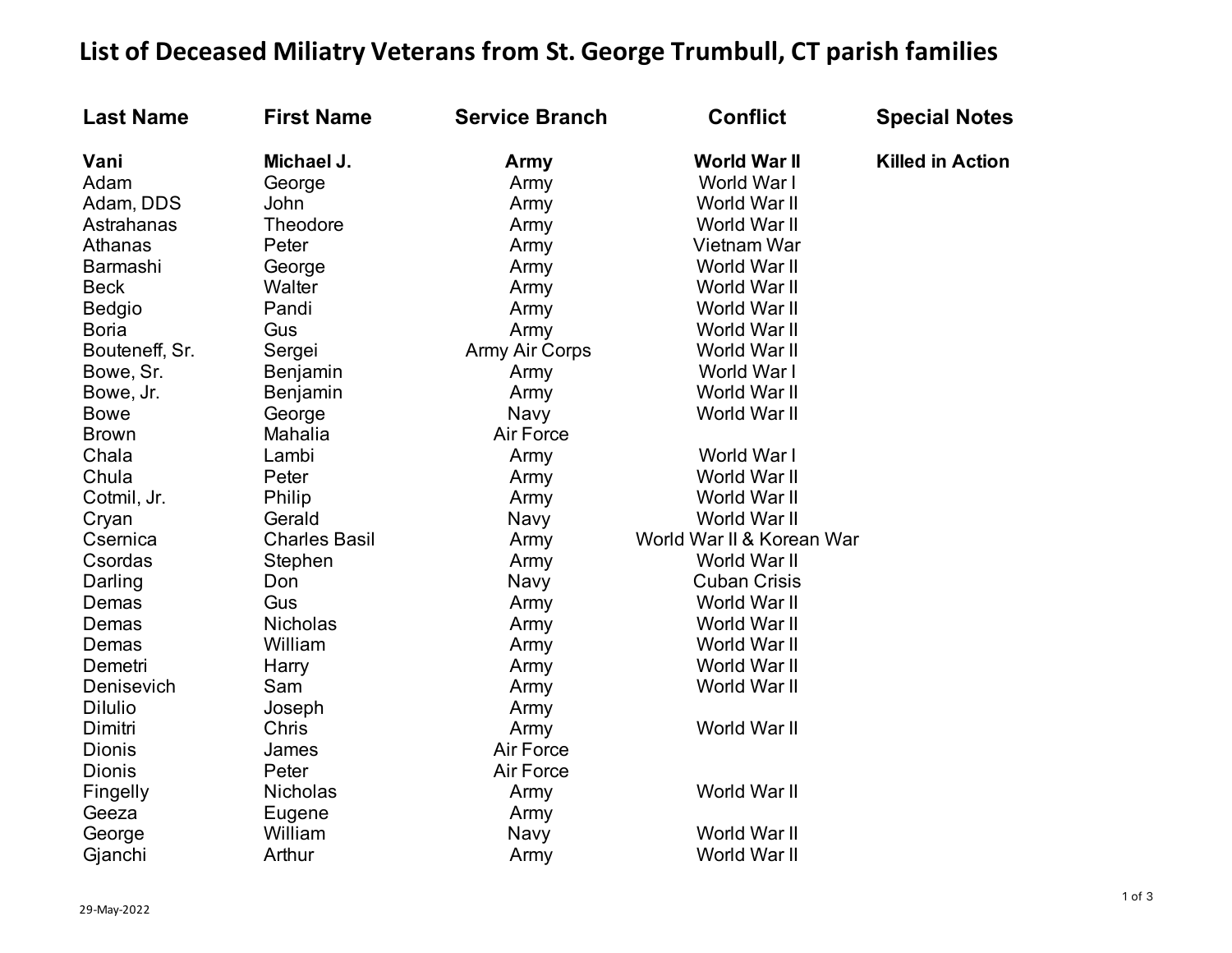# List of Deceased Miliatry Veterans from St. George Trumbull, CT parish families

| Last Name | First Name | Service Branch | Conflict | Special Notes |
|---|---|---|---|---|
| **Vani** | **Michael J.** | **Army** | **World War II** | **Killed in Action** |
| Adam | George | Army | World War I | |
| Adam, DDS | John | Army | World War II | |
| Astrahanas | Theodore | Army | World War II | |
| Athanas | Peter | Army | Vietnam War | |
| Barmashi | George | Army | World War II | |
| Beck | Walter | Army | World War II | |
| Bedgio | Pandi | Army | World War II | |
| Boria | Gus | Army | World War II | |
| Bouteneff, Sr. | Sergei | Army Air Corps | World War II | |
| Bowe, Sr. | Benjamin | Army | World War I | |
| Bowe, Jr. | Benjamin | Army | World War II | |
| Bowe | George | Navy | World War II | |
| Brown | Mahalia | Air Force | | |
| Chala | Lambi | Army | World War I | |
| Chula | Peter | Army | World War II | |
| Cotmil, Jr. | Philip | Army | World War II | |
| Cryan | Gerald | Navy | World War II | |
| Csernica | Charles Basil | Army | World War II & Korean War | |
| Csordas | Stephen | Army | World War II | |
| Darling | Don | Navy | Cuban Crisis | |
| Demas | Gus | Army | World War II | |
| Demas | Nicholas | Army | World War II | |
| Demas | William | Army | World War II | |
| Demetri | Harry | Army | World War II | |
| Denisevich | Sam | Army | World War II | |
| Dilulio | Joseph | Army | | |
| Dimitri | Chris | Army | World War II | |
| Dionis | James | Air Force | | |
| Dionis | Peter | Air Force | | |
| Fingelly | Nicholas | Army | World War II | |
| Geeza | Eugene | Army | | |
| George | William | Navy | World War II | |
| Gjanchi | Arthur | Army | World War II | |

29-May-2022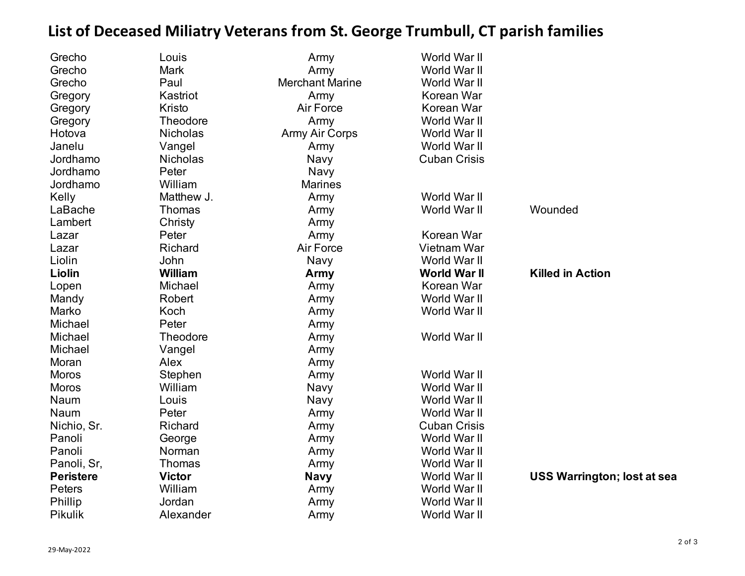# List of Deceased Miliatry Veterans from St. George Trumbull, CT parish families

| | | | | |
|---|---|---|---|---|
| Grecho | Louis | Army | World War II | |
| Grecho | Mark | Army | World War II | |
| Grecho | Paul | Merchant Marine | World War II | |
| Gregory | Kastriot | Army | Korean War | |
| Gregory | Kristo | Air Force | Korean War | |
| Gregory | Theodore | Army | World War II | |
| Hotova | Nicholas | Army Air Corps | World War II | |
| Janelu | Vangel | Army | World War II | |
| Jordhamo | Nicholas | Navy | Cuban Crisis | |
| Jordhamo | Peter | Navy | | |
| Jordhamo | William | Marines | | |
| Kelly | Matthew J. | Army | World War II | |
| LaBache | Thomas | Army | World War II | Wounded |
| Lambert | Christy | Army | | |
| Lazar | Peter | Army | Korean War | |
| Lazar | Richard | Air Force | Vietnam War | |
| Liolin | John | Navy | World War II | |
| **Liolin** | **William** | **Army** | **World War II** | **Killed in Action** |
| Lopen | Michael | Army | Korean War | |
| Mandy | Robert | Army | World War II | |
| Marko | Koch | Army | World War II | |
| Michael | Peter | Army | | |
| Michael | Theodore | Army | World War II | |
| Michael | Vangel | Army | | |
| Moran | Alex | Army | | |
| Moros | Stephen | Army | World War II | |
| Moros | William | Navy | World War II | |
| Naum | Louis | Navy | World War II | |
| Naum | Peter | Army | World War II | |
| Nichio, Sr. | Richard | Army | Cuban Crisis | |
| Panoli | George | Army | World War II | |
| Panoli | Norman | Army | World War II | |
| Panoli, Sr, | Thomas | Army | World War II | |
| **Peristere** | **Victor** | **Navy** | World War II | **USS Warrington; lost at sea** |
| Peters | William | Army | World War II | |
| Phillip | Jordan | Army | World War II | |
| Pikulik | Alexander | Army | World War II | |

29-May-2022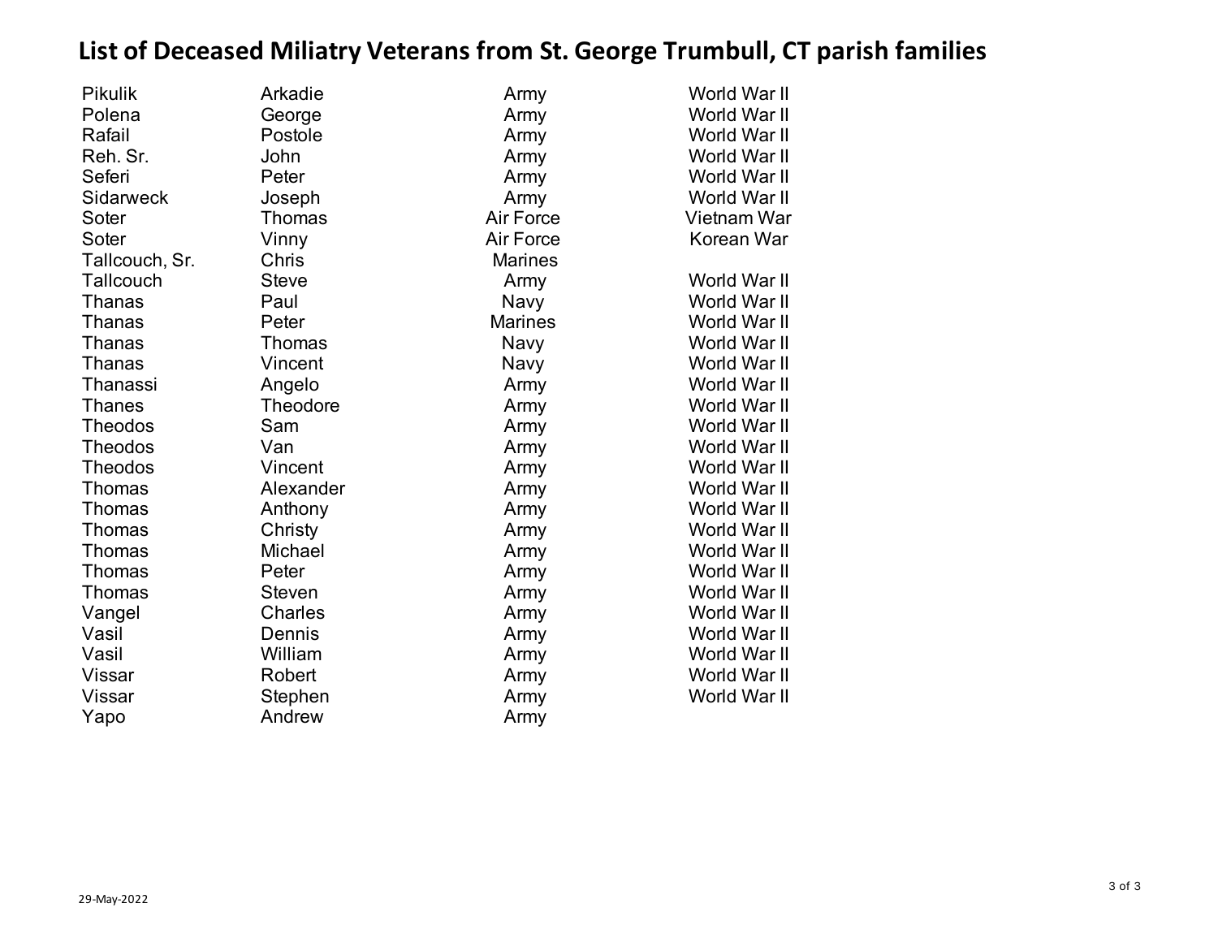# List of Deceased Miliatry Veterans from St. George Trumbull, CT parish families

| | | | |
|---|---|---|---|
| Pikulik | Arkadie | Army | World War II |
| Polena | George | Army | World War II |
| Rafail | Postole | Army | World War II |
| Reh. Sr. | John | Army | World War II |
| Seferi | Peter | Army | World War II |
| Sidarweck | Joseph | Army | World War II |
| Soter | Thomas | Air Force | Vietnam War |
| Soter | Vinny | Air Force | Korean War |
| Tallcouch, Sr. | Chris | Marines | |
| Tallcouch | Steve | Army | World War II |
| Thanas | Paul | Navy | World War II |
| Thanas | Peter | Marines | World War II |
| Thanas | Thomas | Navy | World War II |
| Thanas | Vincent | Navy | World War II |
| Thanassi | Angelo | Army | World War II |
| Thanes | Theodore | Army | World War II |
| Theodos | Sam | Army | World War II |
| Theodos | Van | Army | World War II |
| Theodos | Vincent | Army | World War II |
| Thomas | Alexander | Army | World War II |
| Thomas | Anthony | Army | World War II |
| Thomas | Christy | Army | World War II |
| Thomas | Michael | Army | World War II |
| Thomas | Peter | Army | World War II |
| Thomas | Steven | Army | World War II |
| Vangel | Charles | Army | World War II |
| Vasil | Dennis | Army | World War II |
| Vasil | William | Army | World War II |
| Vissar | Robert | Army | World War II |
| Vissar | Stephen | Army | World War II |
| Yapo | Andrew | Army | |

29-May-2022